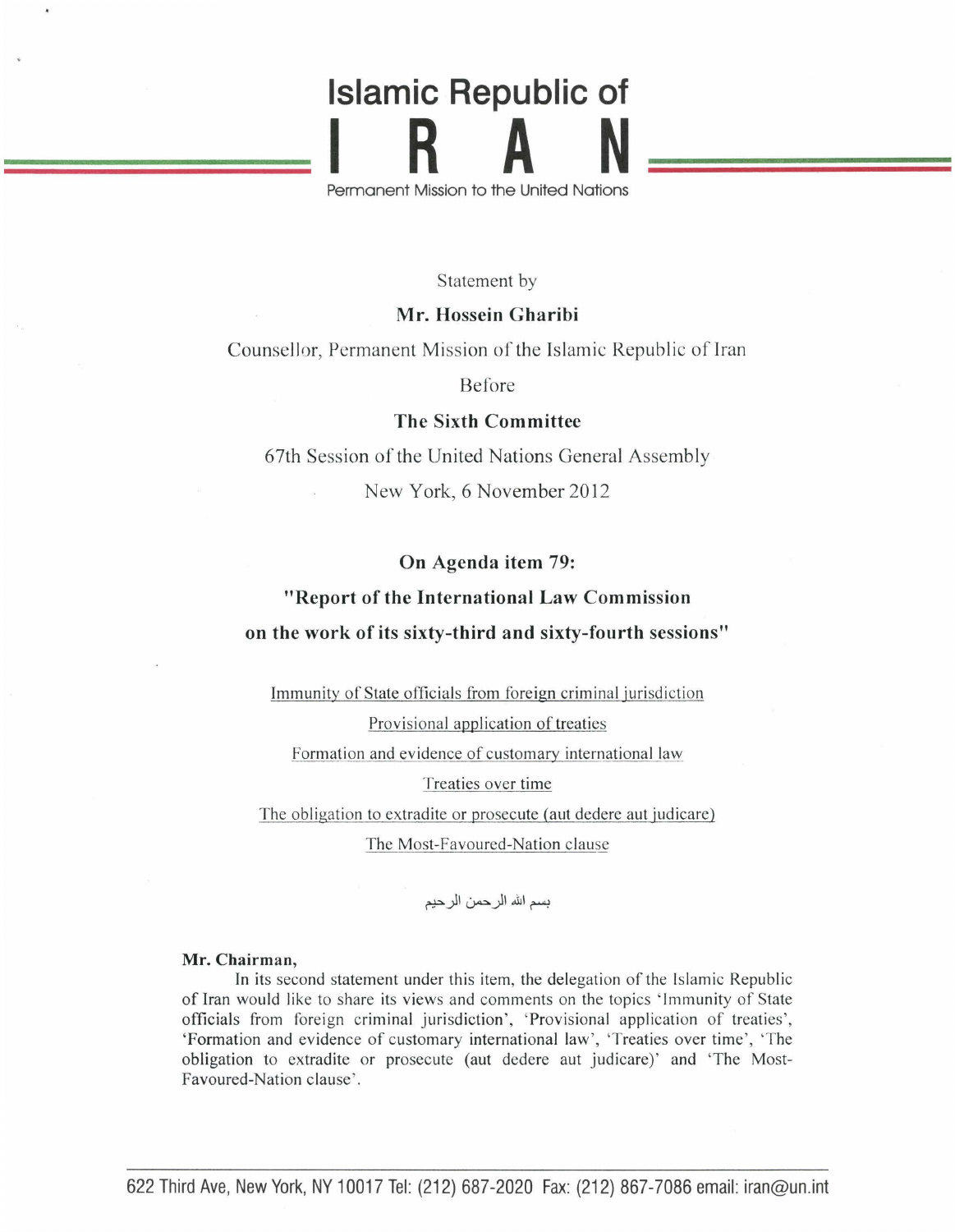# Islamic Republic of IRAN

Permanent Mission to the United Nations

Statement by

**Mr. Hossein Gharibi**

Counsellor, Permanent Mission of the Islamic Republic of Iran

Before

**The Sixth Committee**

67th Session of the United Nations General Assembly

New York, 6 November 2012

## On Agenda item 79:

## "Report of the International Law Commission on the work of its sixty-third and sixty-fourth sessions"

Immunity of State officials from foreign criminal jurisdiction

Provisional application of treaties

Formation and evidence of customary international law

Treaties over time

The obligation to extradite or prosecute (aut dedere aut judicare)

The Most-Favoured-Nation clause

بسم الله الرحمن الرحيم

**Mr. Chairman,**

In its second statement under this item, the delegation of the Islamic Republic of Iran would like to share its views and comments on the topics 'Immunity of State officials from foreign criminal jurisdiction', 'Provisional application of treaties', 'Formation and evidence of customary international law', 'Treaties over time', 'The obligation to extradite or prosecute (aut dedere aut judicare)' and 'The Most-Favoured-Nation clause'.

622 Third Ave, New York, NY 10017 Tel: (212) 687-2020 Fax: (212) 867-7086 email: iran@un.int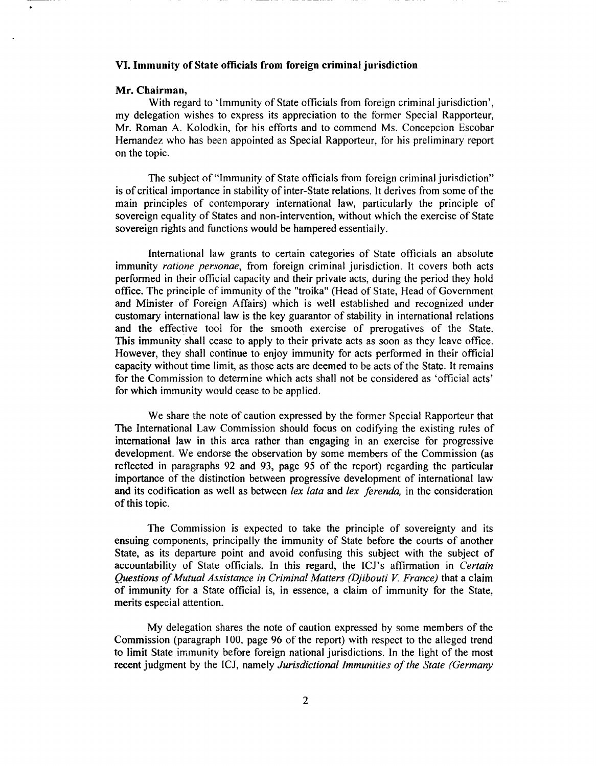### VI. Immunity of State officials from foreign criminal jurisdiction

**Mr. Chairman,**

With regard to 'Immunity of State officials from foreign criminal jurisdiction', my delegation wishes to express its appreciation to the former Special Rapporteur, Mr. Roman A. Kolodkin, for his efforts and to commend Ms. Concepcion Escobar Hernandez who has been appointed as Special Rapporteur, for his preliminary report on the topic.

The subject of "Immunity of State officials from foreign criminal jurisdiction" is of critical importance in stability of inter-State relations. It derives from some of the main principles of contemporary international law, particularly the principle of sovereign equality of States and non-intervention, without which the exercise of State sovereign rights and functions would be hampered essentially.

International law grants to certain categories of State officials an absolute immunity *ratione personae*, from foreign criminal jurisdiction. It covers both acts performed in their official capacity and their private acts, during the period they hold office. The principle of immunity of the "troika" (Head of State, Head of Government and Minister of Foreign Affairs) which is well established and recognized under customary international law is the key guarantor of stability in international relations and the effective tool for the smooth exercise of prerogatives of the State. This immunity shall cease to apply to their private acts as soon as they leave office. However, they shall continue to enjoy immunity for acts performed in their official capacity without time limit, as those acts are deemed to be acts of the State. It remains for the Commission to determine which acts shall not be considered as 'official acts' for which immunity would cease to be applied.

We share the note of caution expressed by the former Special Rapporteur that The International Law Commission should focus on codifying the existing rules of international law in this area rather than engaging in an exercise for progressive development. We endorse the observation by some members of the Commission (as reflected in paragraphs 92 and 93, page 95 of the report) regarding the particular importance of the distinction between progressive development of international law and its codification as well as between *lex lata* and *lex ferenda,* in the consideration of this topic.

The Commission is expected to take the principle of sovereignty and its ensuing components, principally the immunity of State before the courts of another State, as its departure point and avoid confusing this subject with the subject of accountability of State officials. In this regard, the ICJ's affirmation in *Certain Questions of Mutual Assistance in Criminal Matters (Djibouti V. France)* that a claim of immunity for a State official is, in essence, a claim of immunity for the State, merits especial attention.

My delegation shares the note of caution expressed by some members of the Commission (paragraph 100, page 96 of the report) with respect to the alleged trend to limit State immunity before foreign national jurisdictions. In the light of the most recent judgment by the ICJ, namely *Jurisdictional Immunities of the State (Germany*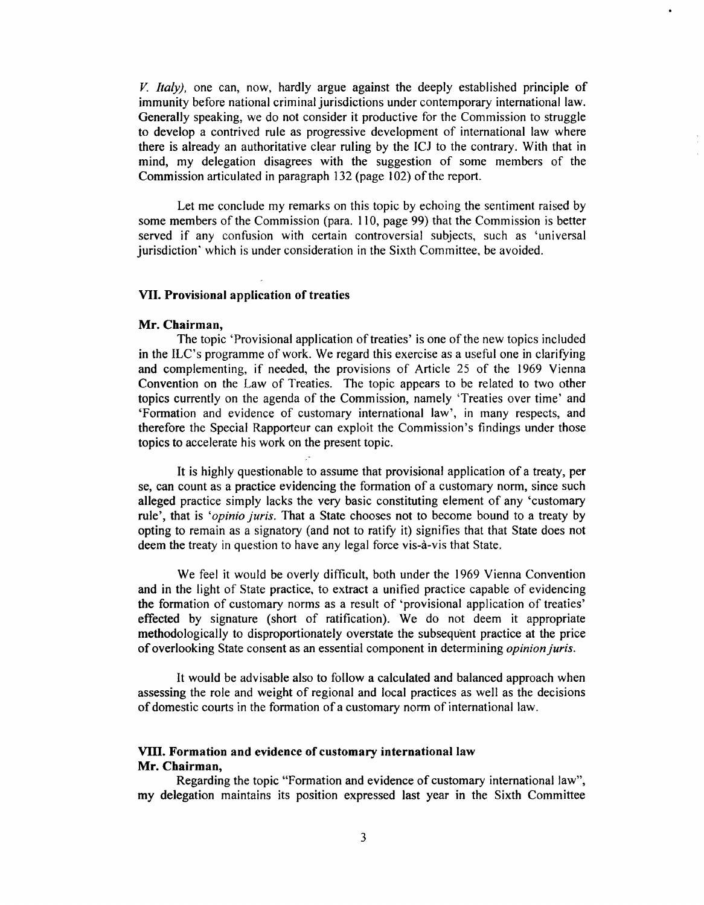*V. Italy)*, one can, now, hardly argue against the deeply established principle of immunity before national criminal jurisdictions under contemporary international law. Generally speaking, we do not consider it productive for the Commission to struggle to develop a contrived rule as progressive development of international law where there is already an authoritative clear ruling by the ICJ to the contrary. With that in mind, my delegation disagrees with the suggestion of some members of the Commission articulated in paragraph 132 (page 102) of the report.

Let me conclude my remarks on this topic by echoing the sentiment raised by some members of the Commission (para. 110, page 99) that the Commission is better served if any confusion with certain controversial subjects, such as 'universal jurisdiction' which is under consideration in the Sixth Committee, be avoided.

## VII. Provisional application of treaties

**Mr. Chairman,**

The topic 'Provisional application of treaties' is one of the new topics included in the ILC's programme of work. We regard this exercise as a useful one in clarifying and complementing, if needed, the provisions of Article 25 of the 1969 Vienna Convention on the Law of Treaties. The topic appears to be related to two other topics currently on the agenda of the Commission, namely 'Treaties over time' and 'Formation and evidence of customary international law', in many respects, and therefore the Special Rapporteur can exploit the Commission's findings under those topics to accelerate his work on the present topic.

It is highly questionable to assume that provisional application of a treaty, per se, can count as a practice evidencing the formation of a customary norm, since such alleged practice simply lacks the very basic constituting element of any 'customary rule', that is *'opinio juris*. That a State chooses not to become bound to a treaty by opting to remain as a signatory (and not to ratify it) signifies that that State does not deem the treaty in question to have any legal force vis-à-vis that State.

We feel it would be overly difficult, both under the 1969 Vienna Convention and in the light of State practice, to extract a unified practice capable of evidencing the formation of customary norms as a result of 'provisional application of treaties' effected by signature (short of ratification). We do not deem it appropriate methodologically to disproportionately overstate the subsequent practice at the price of overlooking State consent as an essential component in determining *opinion juris*.

It would be advisable also to follow a calculated and balanced approach when assessing the role and weight of regional and local practices as well as the decisions of domestic courts in the formation of a customary norm of international law.

## VIII. Formation and evidence of customary international law

**Mr. Chairman,**

Regarding the topic "Formation and evidence of customary international law", my delegation maintains its position expressed last year in the Sixth Committee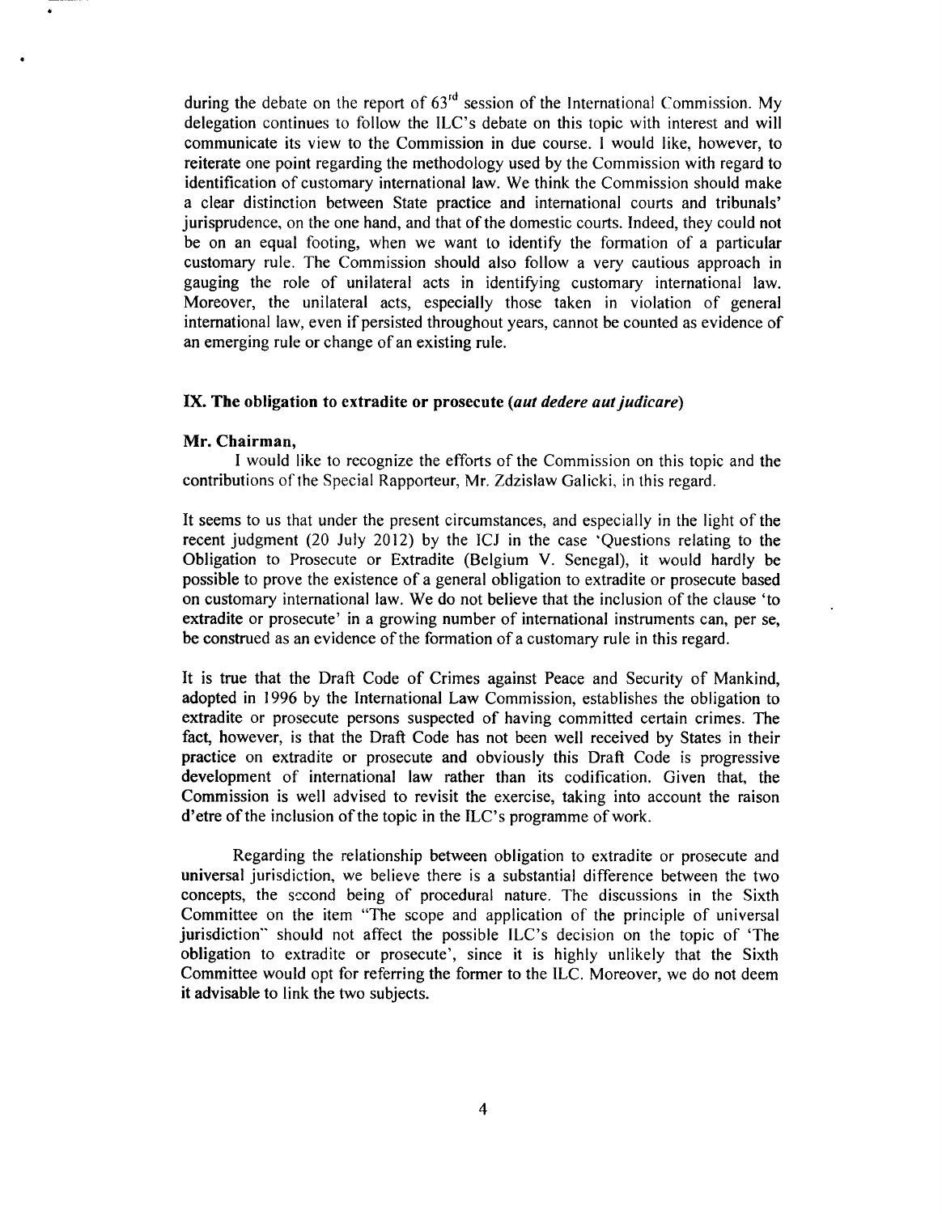during the debate on the report of 63[rd] session of the International Commission. My delegation continues to follow the ILC's debate on this topic with interest and will communicate its view to the Commission in due course. I would like, however, to reiterate one point regarding the methodology used by the Commission with regard to identification of customary international law. We think the Commission should make a clear distinction between State practice and international courts and tribunals' jurisprudence, on the one hand, and that of the domestic courts. Indeed, they could not be on an equal footing, when we want to identify the formation of a particular customary rule. The Commission should also follow a very cautious approach in gauging the role of unilateral acts in identifying customary international law. Moreover, the unilateral acts, especially those taken in violation of general international law, even if persisted throughout years, cannot be counted as evidence of an emerging rule or change of an existing rule.

### IX. The obligation to extradite or prosecute (*aut dedere aut judicare*)

**Mr. Chairman,**

I would like to recognize the efforts of the Commission on this topic and the contributions of the Special Rapporteur, Mr. Zdzislaw Galicki, in this regard.

It seems to us that under the present circumstances, and especially in the light of the recent judgment (20 July 2012) by the ICJ in the case 'Questions relating to the Obligation to Prosecute or Extradite (Belgium V. Senegal), it would hardly be possible to prove the existence of a general obligation to extradite or prosecute based on customary international law. We do not believe that the inclusion of the clause 'to extradite or prosecute' in a growing number of international instruments can, per se, be construed as an evidence of the formation of a customary rule in this regard.

It is true that the Draft Code of Crimes against Peace and Security of Mankind, adopted in 1996 by the International Law Commission, establishes the obligation to extradite or prosecute persons suspected of having committed certain crimes. The fact, however, is that the Draft Code has not been well received by States in their practice on extradite or prosecute and obviously this Draft Code is progressive development of international law rather than its codification. Given that, the Commission is well advised to revisit the exercise, taking into account the raison d'etre of the inclusion of the topic in the ILC's programme of work.

Regarding the relationship between obligation to extradite or prosecute and universal jurisdiction, we believe there is a substantial difference between the two concepts, the second being of procedural nature. The discussions in the Sixth Committee on the item "The scope and application of the principle of universal jurisdiction" should not affect the possible ILC's decision on the topic of 'The obligation to extradite or prosecute', since it is highly unlikely that the Sixth Committee would opt for referring the former to the ILC. Moreover, we do not deem it advisable to link the two subjects.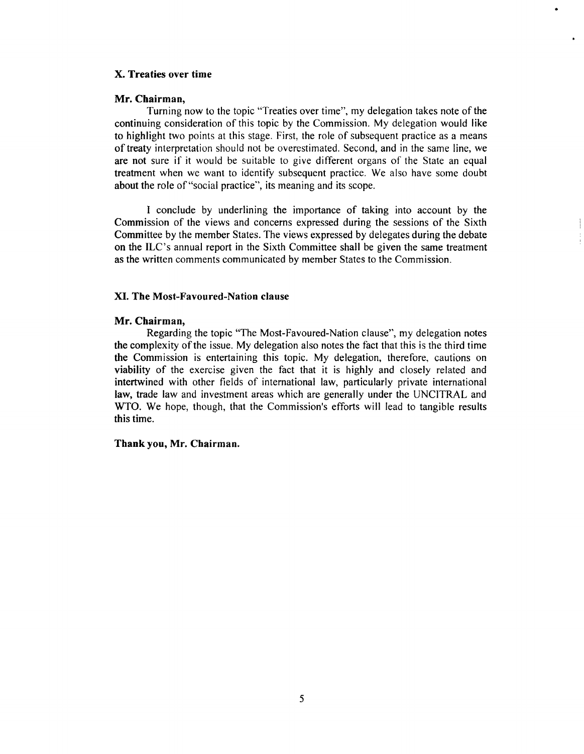## X. Treaties over time

**Mr. Chairman,**

Turning now to the topic "Treaties over time", my delegation takes note of the continuing consideration of this topic by the Commission. My delegation would like to highlight two points at this stage. First, the role of subsequent practice as a means of treaty interpretation should not be overestimated. Second, and in the same line, we are not sure if it would be suitable to give different organs of the State an equal treatment when we want to identify subsequent practice. We also have some doubt about the role of "social practice", its meaning and its scope.

I conclude by underlining the importance of taking into account by the Commission of the views and concerns expressed during the sessions of the Sixth Committee by the member States. The views expressed by delegates during the debate on the ILC's annual report in the Sixth Committee shall be given the same treatment as the written comments communicated by member States to the Commission.

## XI. The Most-Favoured-Nation clause

**Mr. Chairman,**

Regarding the topic "The Most-Favoured-Nation clause", my delegation notes the complexity of the issue. My delegation also notes the fact that this is the third time the Commission is entertaining this topic. My delegation, therefore, cautions on viability of the exercise given the fact that it is highly and closely related and intertwined with other fields of international law, particularly private international law, trade law and investment areas which are generally under the UNCITRAL and WTO. We hope, though, that the Commission's efforts will lead to tangible results this time.

**Thank you, Mr. Chairman.**